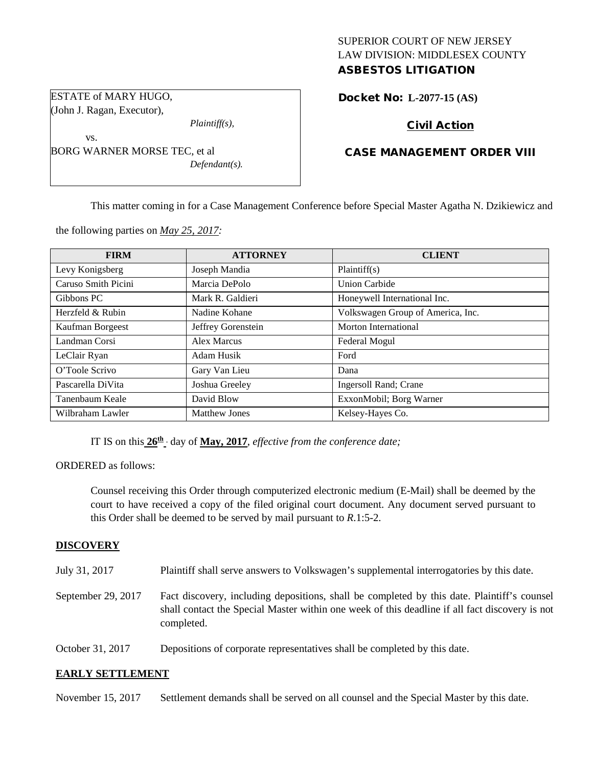SUPERIOR COURT OF NEW JERSEY
LAW DIVISION: MIDDLESEX COUNTY
**ASBESTOS LITIGATION**

ESTATE of MARY HUGO,
(John J. Ragan, Executor),
*Plaintiff(s),*
vs.
BORG WARNER MORSE TEC, et al
*Defendant(s).*

**Docket No: L-2077-15 (AS)**

**Civil Action**

**CASE MANAGEMENT ORDER VIII**

This matter coming in for a Case Management Conference before Special Master Agatha N. Dzikiewicz and the following parties on *May 25, 2017:*

| FIRM | ATTORNEY | CLIENT |
|---|---|---|
| Levy Konigsberg | Joseph Mandia | Plaintiff(s) |
| Caruso Smith Picini | Marcia DePolo | Union Carbide |
| Gibbons PC | Mark R. Galdieri | Honeywell International Inc. |
| Herzfeld & Rubin | Nadine Kohane | Volkswagen Group of America, Inc. |
| Kaufman Borgeest | Jeffrey Gorenstein | Morton International |
| Landman Corsi | Alex Marcus | Federal Mogul |
| LeClair Ryan | Adam Husik | Ford |
| O'Toole Scrivo | Gary Van Lieu | Dana |
| Pascarella DiVita | Joshua Greeley | Ingersoll Rand; Crane |
| Tanenbaum Keale | David Blow | ExxonMobil; Borg Warner |
| Wilbraham Lawler | Matthew Jones | Kelsey-Hayes Co. |

IT IS on this **26th** day of **May, 2017**, *effective from the conference date;*

ORDERED as follows:

Counsel receiving this Order through computerized electronic medium (E-Mail) shall be deemed by the court to have received a copy of the filed original court document. Any document served pursuant to this Order shall be deemed to be served by mail pursuant to *R*.1:5-2.

**DISCOVERY**

July 31, 2017 — Plaintiff shall serve answers to Volkswagen's supplemental interrogatories by this date.

September 29, 2017 — Fact discovery, including depositions, shall be completed by this date. Plaintiff's counsel shall contact the Special Master within one week of this deadline if all fact discovery is not completed.

October 31, 2017 — Depositions of corporate representatives shall be completed by this date.

**EARLY SETTLEMENT**

November 15, 2017 — Settlement demands shall be served on all counsel and the Special Master by this date.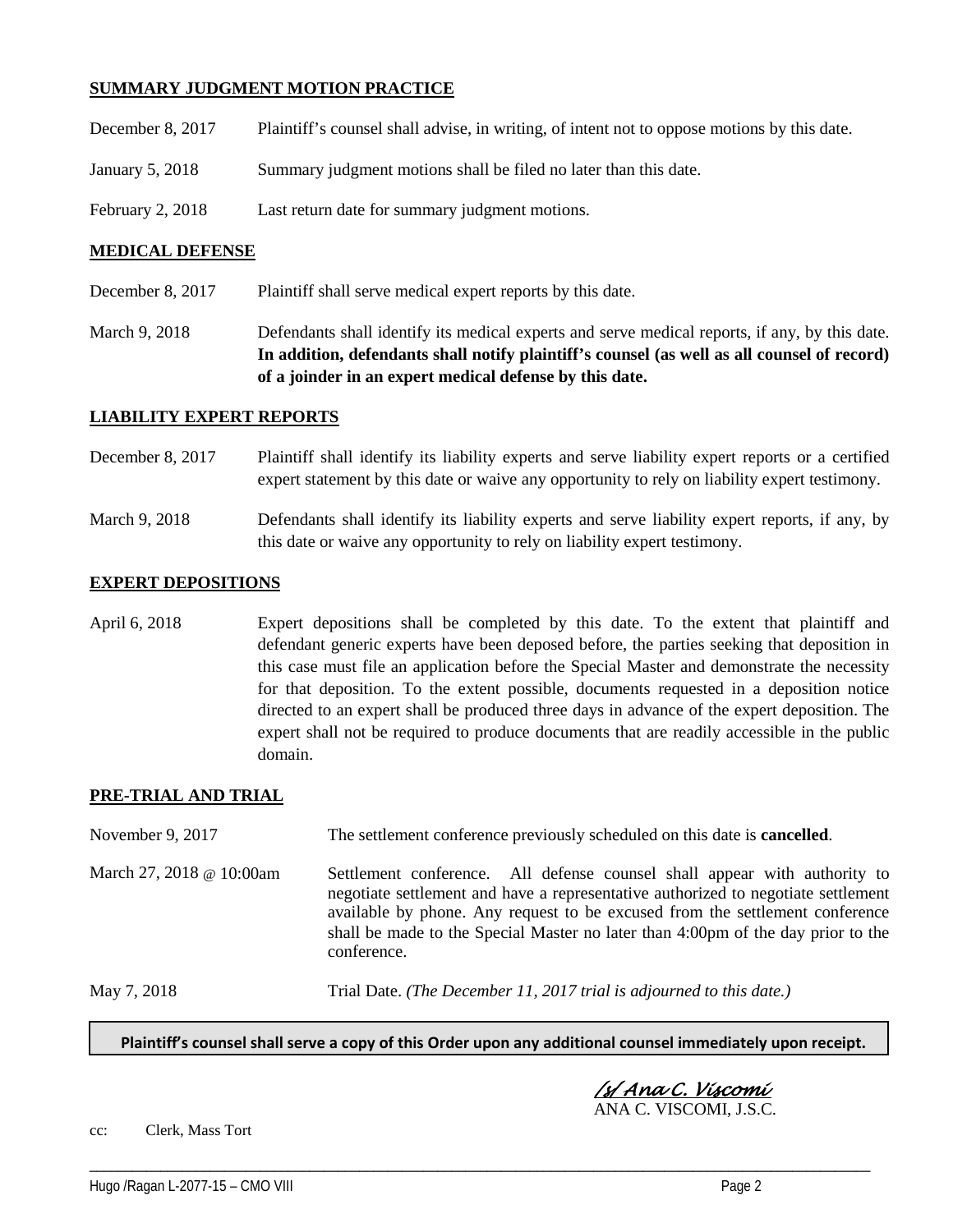**SUMMARY JUDGMENT MOTION PRACTICE**

| | |
|---|---|
| December 8, 2017 | Plaintiff's counsel shall advise, in writing, of intent not to oppose motions by this date. |
| January 5, 2018 | Summary judgment motions shall be filed no later than this date. |
| February 2, 2018 | Last return date for summary judgment motions. |

**MEDICAL DEFENSE**

| | |
|---|---|
| December 8, 2017 | Plaintiff shall serve medical expert reports by this date. |
| March 9, 2018 | Defendants shall identify its medical experts and serve medical reports, if any, by this date. **In addition, defendants shall notify plaintiff's counsel (as well as all counsel of record) of a joinder in an expert medical defense by this date.** |

**LIABILITY EXPERT REPORTS**

| | |
|---|---|
| December 8, 2017 | Plaintiff shall identify its liability experts and serve liability expert reports or a certified expert statement by this date or waive any opportunity to rely on liability expert testimony. |
| March 9, 2018 | Defendants shall identify its liability experts and serve liability expert reports, if any, by this date or waive any opportunity to rely on liability expert testimony. |

**EXPERT DEPOSITIONS**

| | |
|---|---|
| April 6, 2018 | Expert depositions shall be completed by this date. To the extent that plaintiff and defendant generic experts have been deposed before, the parties seeking that deposition in this case must file an application before the Special Master and demonstrate the necessity for that deposition. To the extent possible, documents requested in a deposition notice directed to an expert shall be produced three days in advance of the expert deposition. The expert shall not be required to produce documents that are readily accessible in the public domain. |

**PRE-TRIAL AND TRIAL**

| | |
|---|---|
| November 9, 2017 | The settlement conference previously scheduled on this date is **cancelled**. |
| March 27, 2018 @ 10:00am | Settlement conference. All defense counsel shall appear with authority to negotiate settlement and have a representative authorized to negotiate settlement available by phone. Any request to be excused from the settlement conference shall be made to the Special Master no later than 4:00pm of the day prior to the conference. |
| May 7, 2018 | Trial Date. *(The December 11, 2017 trial is adjourned to this date.)* |

**Plaintiff's counsel shall serve a copy of this Order upon any additional counsel immediately upon receipt.**

*/s/ Ana C. Viscomi*
ANA C. VISCOMI, J.S.C.

cc: Clerk, Mass Tort

Hugo /Ragan L-2077-15 – CMO VIII